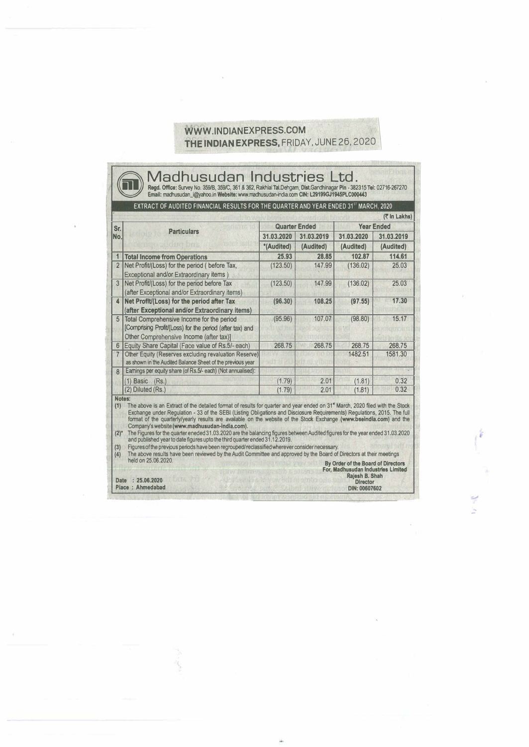WWW.INDIANEXPRESS.COM
THE INDIAN EXPRESS, FRIDAY, JUNE 26, 2020

# Madhusudan Industries Ltd.

**Regd. Office:** Survey No. 359/B, 359/C, 361 & 362, Rakhial Tal.Dehgam, Dist.Gandhinagar Pin - 382315 **Tel:** 02716-267270
**Email:** madhusudan_i@yahoo.in **Website:** www.madhusudan-india.com **CIN:** L29199GJ1945PLC000443

## EXTRACT OF AUDITED FINANCIAL RESULTS FOR THE QUARTER AND YEAR ENDED 31ST MARCH, 2020

(₹ in Lakhs)

| Sr. No. | Particulars | Quarter Ended | | Year Ended | |
|---|---|---|---|---|---|
| | | 31.03.2020 | 31.03.2019 | 31.03.2020 | 31.03.2019 |
| | | *(Audited) | (Audited) | (Audited) | (Audited) |
| 1 | **Total Income from Operations** | 25.93 | 28.85 | 102.87 | 114.61 |
| 2 | Net Profit/(Loss) for the period ( before Tax, Exceptional and/or Extraordinary items ) | (123.50) | 147.99 | (136.02) | 25.03 |
| 3 | Net Profit/(Loss) for the period before Tax (after Exceptional and/or Extraordinary items) | (123.50) | 147.99 | (136.02) | 25.03 |
| 4 | **Net Profit/(Loss) for the period after Tax (after Exceptional and/or Extraordinary items)** | (96.30) | 108.25 | (97.55) | 17.30 |
| 5 | Total Comprehensive Income for the period [Comprising Profit/(Loss) for the period (after tax) and Other Comprehensive Income (after tax)] | (95.96) | 107.07 | (98.80) | 15.17 |
| 6 | Equity Share Capital (Face value of Rs.5/- each) | 268.75 | 268.75 | 268.75 | 268.75 |
| 7 | Other Equity (Reserves excluding revaluation Reserve) as shown in the Audited Balance Sheet of the previous year | | | 1482.51 | 1581.30 |
| 8 | Earnings per equity share (of Rs.5/- each) (Not annualised): | | | | |
| | (1) Basic (Rs.) | (1.79) | 2.01 | (1.81) | 0.32 |
| | (2) Diluted (Rs.) | (1.79) | 2.01 | (1.81) | 0.32 |

**Notes:**

(1) The above is an Extract of the detailed format of results for quarter and year ended on 31st March, 2020 filed with the Stock Exchange under Regulation - 33 of the SEBI (Listing Obligations and Disclosure Requirements) Regulations, 2015. The full format of the quarterly/yearly results are available on the website of the Stock Exchange (**www.bseindia.com**) and the Company's website (**www.madhusudan-india.com**).

(2)* The Figures for the quarter eneded 31.03.2020 are the balancing figures between Audited figures for the year ended 31.03.2020 and published year to date figures upto the third quarter ended 31.12.2019.

(3) Figures of the previous periods have been regrouped/reclassified wherever consider necessary.

(4) The above results have been reviewed by the Audit Committee and approved by the Board of Directors at their meetings held on 25.06.2020.

**By Order of the Board of Directors**
**For, Madhusudan Industries Limited**
**Rajesh B. Shah**
**Director**
**DIN: 00607602**

**Date : 25.06.2020**
**Place : Ahmedabad**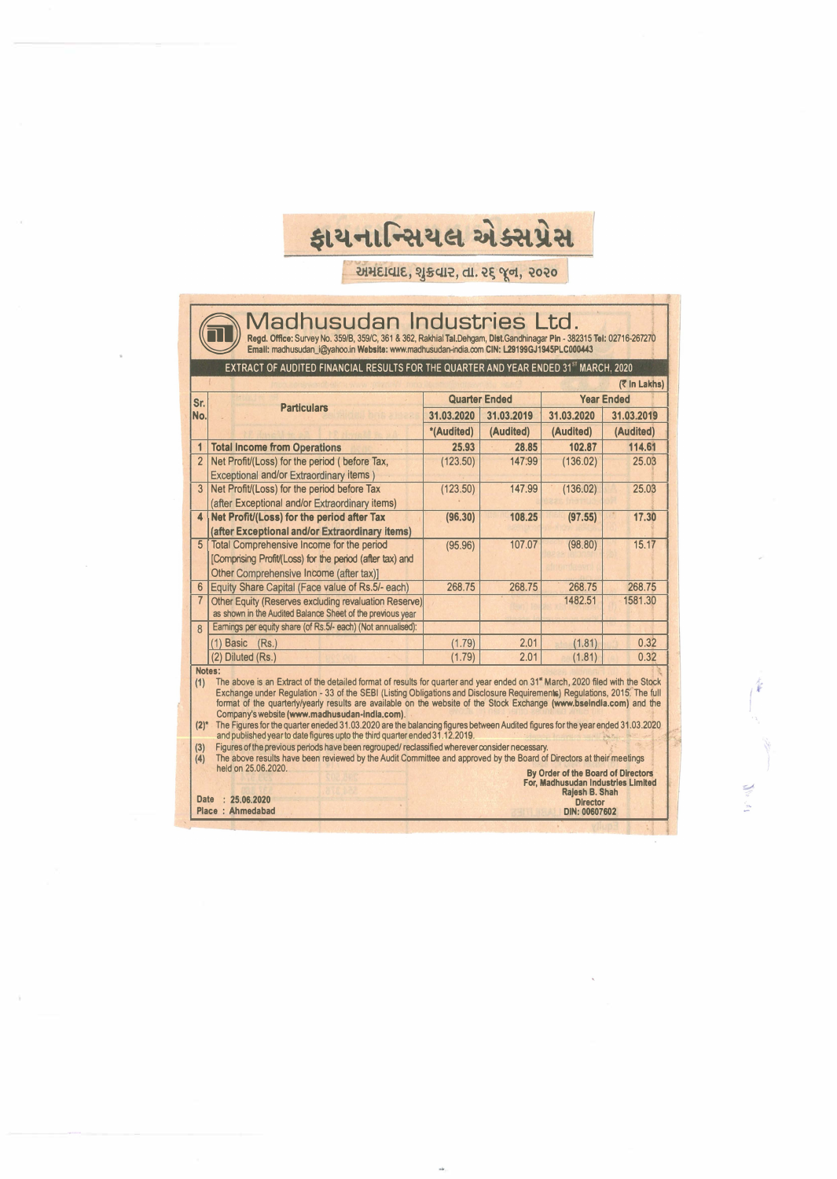ફાયનાન્સિયલ એક્સપ્રેસ

અમદાવાદ, શુક્રવાર, તા. ૨૬ જૂન, ૨૦૨૦

# Madhusudan Industries Ltd.

**Regd. Office:** Survey No. 359/B, 359/C, 361 & 362, Rakhial Tal.Dehgam, Dist.Gandhinagar Pin - 382315 Tel: 02716-267270
**Email:** madhusudan_i@yahoo.in **Website:** www.madhusudan-india.com **CIN:** L29199GJ1945PLC000443

## EXTRACT OF AUDITED FINANCIAL RESULTS FOR THE QUARTER AND YEAR ENDED 31ST MARCH, 2020

(₹ In Lakhs)

| Sr. No. | Particulars | Quarter Ended | | Year Ended | |
|---|---|---|---|---|---|
| | | 31.03.2020 | 31.03.2019 | 31.03.2020 | 31.03.2019 |
| | | *(Audited) | (Audited) | (Audited) | (Audited) |
| 1 | **Total Income from Operations** | 25.93 | 28.85 | 102.87 | 114.61 |
| 2 | Net Profit/(Loss) for the period ( before Tax, Exceptional and/or Extraordinary items ) | (123.50) | 147.99 | (136.02) | 25.03 |
| 3 | Net Profit/(Loss) for the period before Tax (after Exceptional and/or Extraordinary items) | (123.50) | 147.99 | (136.02) | 25.03 |
| 4 | **Net Profit/(Loss) for the period after Tax (after Exceptional and/or Extraordinary items)** | (96.30) | 108.25 | (97.55) | 17.30 |
| 5 | Total Comprehensive Income for the period [Comprising Profit/(Loss) for the period (after tax) and Other Comprehensive Income (after tax)] | (95.96) | 107.07 | (98.80) | 15.17 |
| 6 | Equity Share Capital (Face value of Rs.5/- each) | 268.75 | 268.75 | 268.75 | 268.75 |
| 7 | Other Equity (Reserves excluding revaluation Reserve) as shown in the Audited Balance Sheet of the previous year | | | 1482.51 | 1581.30 |
| 8 | Earnings per equity share (of Rs.5/- each) (Not annualised): | | | | |
| | (1) Basic (Rs.) | (1.79) | 2.01 | (1.81) | 0.32 |
| | (2) Diluted (Rs.) | (1.79) | 2.01 | (1.81) | 0.32 |

**Notes:**

(1) The above is an Extract of the detailed format of results for quarter and year ended on 31st March, 2020 filed with the Stock Exchange under Regulation - 33 of the SEBI (Listing Obligations and Disclosure Requirements) Regulations, 2015. The full format of the quarterly/yearly results are available on the website of the Stock Exchange **(www.bseindia.com)** and the Company's website **(www.madhusudan-india.com)**.

(2)* The Figures for the quarter eneded 31.03.2020 are the balancing figures between Audited figures for the year ended 31.03.2020 and published year to date figures upto the third quarter ended 31.12.2019.

(3) Figures of the previous periods have been regrouped/ reclassified wherever consider necessary.

(4) The above results have been reviewed by the Audit Committee and approved by the Board of Directors at their meetings held on 25.06.2020.

**By Order of the Board of Directors**
**For, Madhusudan Industries Limited**
**Rajesh B. Shah**
**Director**
**DIN: 00607602**

Date : 25.06.2020
Place : Ahmedabad